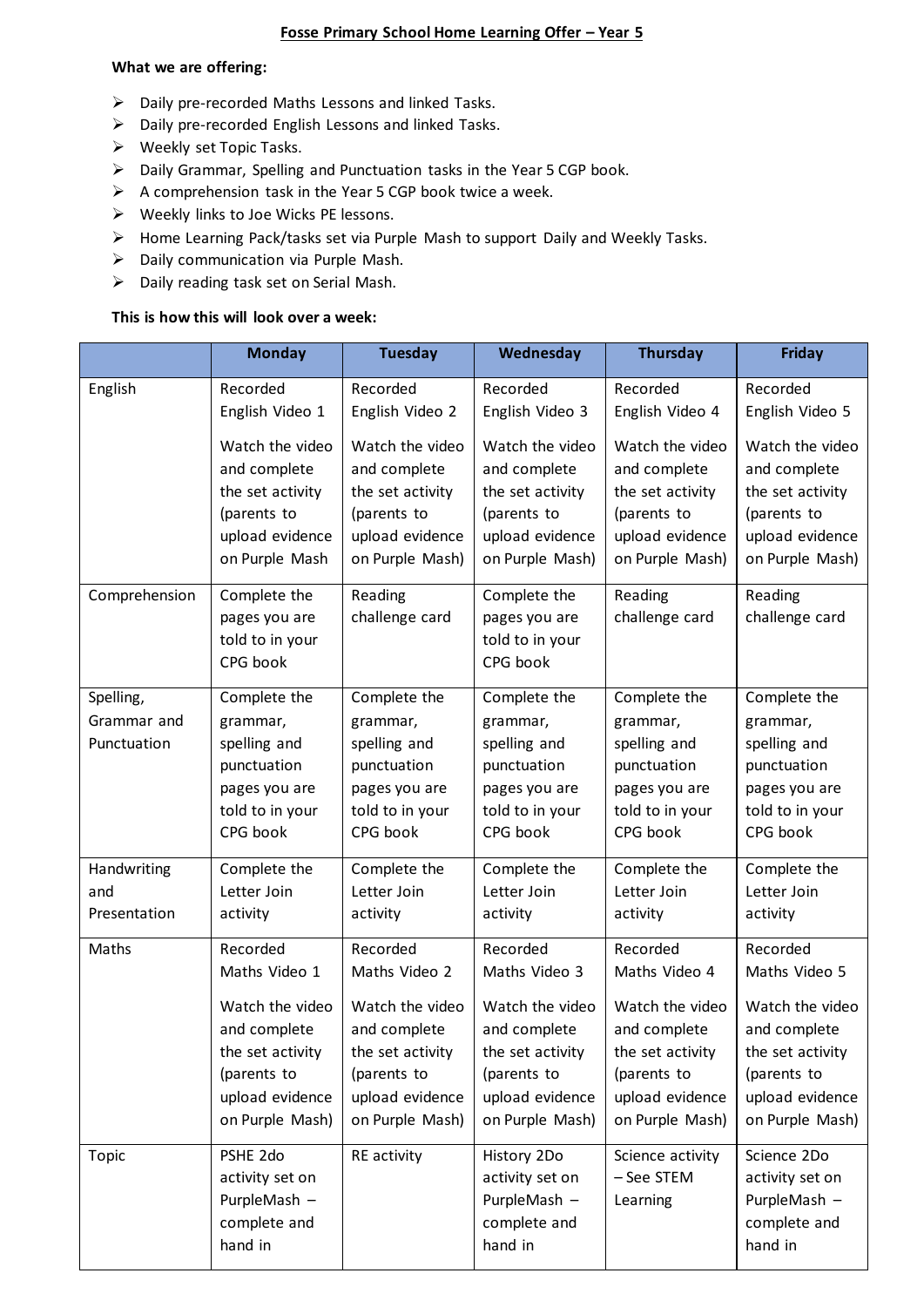# Fosse Primary School Home Learning Offer – Year 5

**What we are offering:**

- Daily pre-recorded Maths Lessons and linked Tasks.
- Daily pre-recorded English Lessons and linked Tasks.
- Weekly set Topic Tasks.
- Daily Grammar, Spelling and Punctuation tasks in the Year 5 CGP book.
- A comprehension task in the Year 5 CGP book twice a week.
- Weekly links to Joe Wicks PE lessons.
- Home Learning Pack/tasks set via Purple Mash to support Daily and Weekly Tasks.
- Daily communication via Purple Mash.
- Daily reading task set on Serial Mash.

**This is how this will look over a week:**

| | Monday | Tuesday | Wednesday | Thursday | Friday |
|---|---|---|---|---|---|
| English | Recorded English Video 1<br><br>Watch the video and complete the set activity (parents to upload evidence on Purple Mash | Recorded English Video 2<br><br>Watch the video and complete the set activity (parents to upload evidence on Purple Mash) | Recorded English Video 3<br><br>Watch the video and complete the set activity (parents to upload evidence on Purple Mash) | Recorded English Video 4<br><br>Watch the video and complete the set activity (parents to upload evidence on Purple Mash) | Recorded English Video 5<br><br>Watch the video and complete the set activity (parents to upload evidence on Purple Mash) |
| Comprehension | Complete the pages you are told to in your CPG book | Reading challenge card | Complete the pages you are told to in your CPG book | Reading challenge card | Reading challenge card |
| Spelling, Grammar and Punctuation | Complete the grammar, spelling and punctuation pages you are told to in your CPG book | Complete the grammar, spelling and punctuation pages you are told to in your CPG book | Complete the grammar, spelling and punctuation pages you are told to in your CPG book | Complete the grammar, spelling and punctuation pages you are told to in your CPG book | Complete the grammar, spelling and punctuation pages you are told to in your CPG book |
| Handwriting and Presentation | Complete the Letter Join activity | Complete the Letter Join activity | Complete the Letter Join activity | Complete the Letter Join activity | Complete the Letter Join activity |
| Maths | Recorded Maths Video 1<br><br>Watch the video and complete the set activity (parents to upload evidence on Purple Mash) | Recorded Maths Video 2<br><br>Watch the video and complete the set activity (parents to upload evidence on Purple Mash) | Recorded Maths Video 3<br><br>Watch the video and complete the set activity (parents to upload evidence on Purple Mash) | Recorded Maths Video 4<br><br>Watch the video and complete the set activity (parents to upload evidence on Purple Mash) | Recorded Maths Video 5<br><br>Watch the video and complete the set activity (parents to upload evidence on Purple Mash) |
| Topic | PSHE 2do activity set on PurpleMash – complete and hand in | RE activity | History 2Do activity set on PurpleMash – complete and hand in | Science activity – See STEM Learning | Science 2Do activity set on PurpleMash – complete and hand in |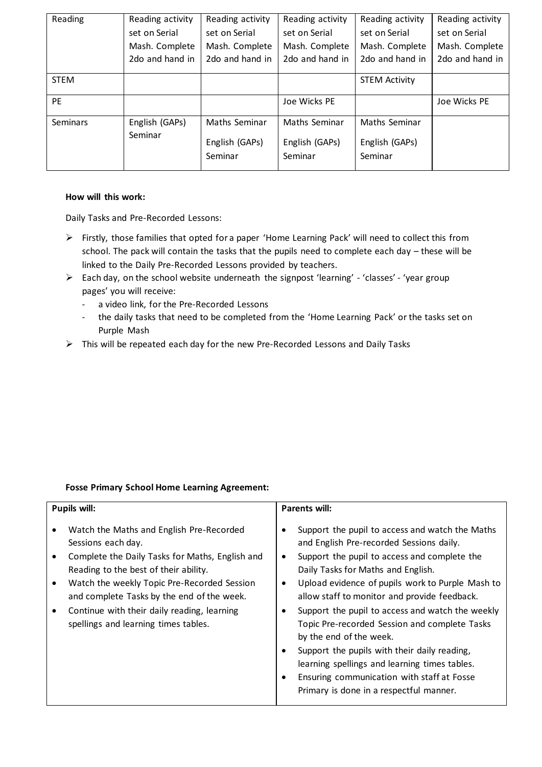| | | | | | |
|---|---|---|---|---|---|
| Reading | Reading activity set on Serial Mash. Complete 2do and hand in | Reading activity set on Serial Mash. Complete 2do and hand in | Reading activity set on Serial Mash. Complete 2do and hand in | Reading activity set on Serial Mash. Complete 2do and hand in | Reading activity set on Serial Mash. Complete 2do and hand in |
| STEM | | | | STEM Activity | |
| PE | | | Joe Wicks PE | | Joe Wicks PE |
| Seminars | English (GAPs) Seminar | Maths Seminar<br>English (GAPs) Seminar | Maths Seminar<br>English (GAPs) Seminar | Maths Seminar<br>English (GAPs) Seminar | |

**How will this work:**

Daily Tasks and Pre-Recorded Lessons:

- Firstly, those families that opted for a paper 'Home Learning Pack' will need to collect this from school. The pack will contain the tasks that the pupils need to complete each day – these will be linked to the Daily Pre-Recorded Lessons provided by teachers.
- Each day, on the school website underneath the signpost 'learning' - 'classes' - 'year group pages' you will receive:
  - a video link, for the Pre-Recorded Lessons
  - the daily tasks that need to be completed from the 'Home Learning Pack' or the tasks set on Purple Mash
- This will be repeated each day for the new Pre-Recorded Lessons and Daily Tasks

**Fosse Primary School Home Learning Agreement:**

| Pupils will: | Parents will: |
|---|---|
| • Watch the Maths and English Pre-Recorded Sessions each day.<br>• Complete the Daily Tasks for Maths, English and Reading to the best of their ability.<br>• Watch the weekly Topic Pre-Recorded Session and complete Tasks by the end of the week.<br>• Continue with their daily reading, learning spellings and learning times tables. | • Support the pupil to access and watch the Maths and English Pre-recorded Sessions daily.<br>• Support the pupil to access and complete the Daily Tasks for Maths and English.<br>• Upload evidence of pupils work to Purple Mash to allow staff to monitor and provide feedback.<br>• Support the pupil to access and watch the weekly Topic Pre-recorded Session and complete Tasks by the end of the week.<br>• Support the pupils with their daily reading, learning spellings and learning times tables.<br>• Ensuring communication with staff at Fosse Primary is done in a respectful manner. |